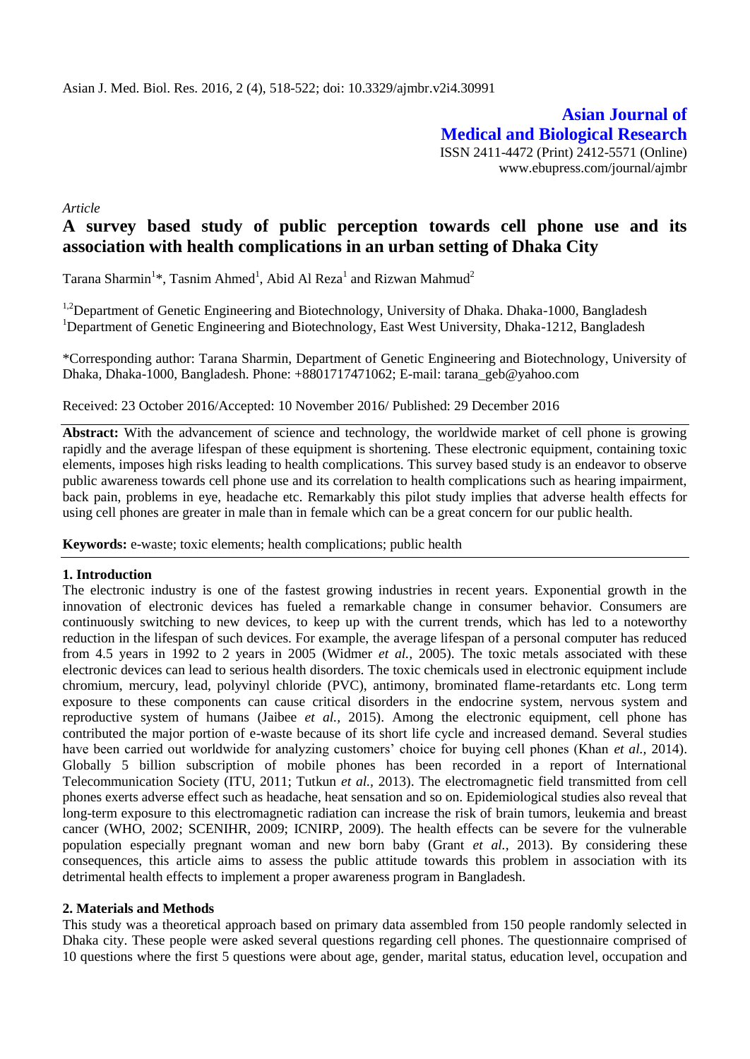*Article*

# A survey based study of public perception towards cell phone use and its association with health complications in an urban setting of Dhaka City

Tarana Sharmin[1]*, Tasnim Ahmed[1], Abid Al Reza[1] and Rizwan Mahmud[2]

[1,2]Department of Genetic Engineering and Biotechnology, University of Dhaka. Dhaka-1000, Bangladesh
[1]Department of Genetic Engineering and Biotechnology, East West University, Dhaka-1212, Bangladesh

*Corresponding author: Tarana Sharmin, Department of Genetic Engineering and Biotechnology, University of Dhaka, Dhaka-1000, Bangladesh. Phone: +8801717471062; E-mail: tarana_geb@yahoo.com

Received: 23 October 2016/Accepted: 10 November 2016/ Published: 29 December 2016

**Abstract:** With the advancement of science and technology, the worldwide market of cell phone is growing rapidly and the average lifespan of these equipment is shortening. These electronic equipment, containing toxic elements, imposes high risks leading to health complications. This survey based study is an endeavor to observe public awareness towards cell phone use and its correlation to health complications such as hearing impairment, back pain, problems in eye, headache etc. Remarkably this pilot study implies that adverse health effects for using cell phones are greater in male than in female which can be a great concern for our public health.

**Keywords:** e-waste; toxic elements; health complications; public health

## 1. Introduction

The electronic industry is one of the fastest growing industries in recent years. Exponential growth in the innovation of electronic devices has fueled a remarkable change in consumer behavior. Consumers are continuously switching to new devices, to keep up with the current trends, which has led to a noteworthy reduction in the lifespan of such devices. For example, the average lifespan of a personal computer has reduced from 4.5 years in 1992 to 2 years in 2005 (Widmer *et al.,* 2005). The toxic metals associated with these electronic devices can lead to serious health disorders. The toxic chemicals used in electronic equipment include chromium, mercury, lead, polyvinyl chloride (PVC), antimony, brominated flame-retardants etc. Long term exposure to these components can cause critical disorders in the endocrine system, nervous system and reproductive system of humans (Jaibee *et al.,* 2015). Among the electronic equipment, cell phone has contributed the major portion of e-waste because of its short life cycle and increased demand. Several studies have been carried out worldwide for analyzing customers' choice for buying cell phones (Khan *et al.,* 2014). Globally 5 billion subscription of mobile phones has been recorded in a report of International Telecommunication Society (ITU, 2011; Tutkun *et al.,* 2013). The electromagnetic field transmitted from cell phones exerts adverse effect such as headache, heat sensation and so on. Epidemiological studies also reveal that long-term exposure to this electromagnetic radiation can increase the risk of brain tumors, leukemia and breast cancer (WHO, 2002; SCENIHR, 2009; ICNIRP, 2009). The health effects can be severe for the vulnerable population especially pregnant woman and new born baby (Grant *et al.*, 2013). By considering these consequences, this article aims to assess the public attitude towards this problem in association with its detrimental health effects to implement a proper awareness program in Bangladesh.

## 2. Materials and Methods

This study was a theoretical approach based on primary data assembled from 150 people randomly selected in Dhaka city. These people were asked several questions regarding cell phones. The questionnaire comprised of 10 questions where the first 5 questions were about age, gender, marital status, education level, occupation and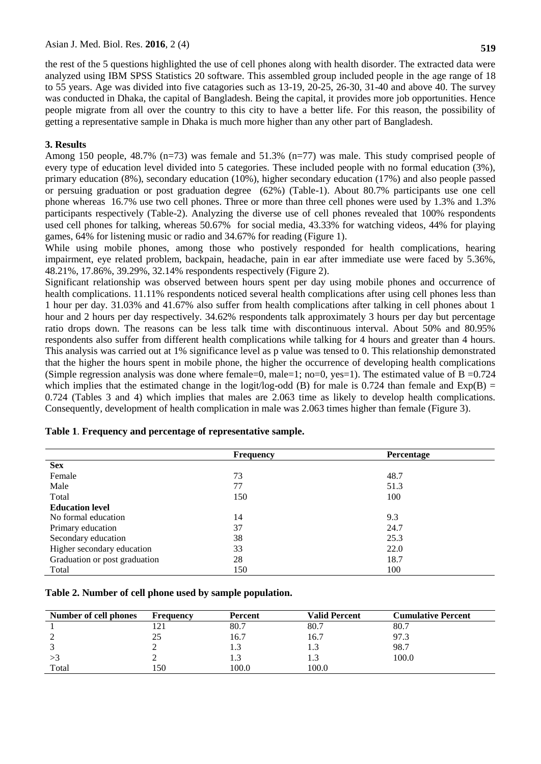the rest of the 5 questions highlighted the use of cell phones along with health disorder. The extracted data were analyzed using IBM SPSS Statistics 20 software. This assembled group included people in the age range of 18 to 55 years. Age was divided into five catagories such as 13-19, 20-25, 26-30, 31-40 and above 40. The survey was conducted in Dhaka, the capital of Bangladesh. Being the capital, it provides more job opportunities. Hence people migrate from all over the country to this city to have a better life. For this reason, the possibility of getting a representative sample in Dhaka is much more higher than any other part of Bangladesh.

## 3. Results

Among 150 people, 48.7% (n=73) was female and 51.3% (n=77) was male. This study comprised people of every type of education level divided into 5 categories. These included people with no formal education (3%), primary education (8%), secondary education (10%), higher secondary education (17%) and also people passed or persuing graduation or post graduation degree (62%) (Table-1). About 80.7% participants use one cell phone whereas 16.7% use two cell phones. Three or more than three cell phones were used by 1.3% and 1.3% participants respectively (Table-2). Analyzing the diverse use of cell phones revealed that 100% respondents used cell phones for talking, whereas 50.67% for social media, 43.33% for watching videos, 44% for playing games, 64% for listening music or radio and 34.67% for reading (Figure 1).

While using mobile phones, among those who postively responded for health complications, hearing impairment, eye related problem, backpain, headache, pain in ear after immediate use were faced by 5.36%, 48.21%, 17.86%, 39.29%, 32.14% respondents respectively (Figure 2).

Significant relationship was observed between hours spent per day using mobile phones and occurrence of health complications. 11.11% respondents noticed several health complications after using cell phones less than 1 hour per day. 31.03% and 41.67% also suffer from health complications after talking in cell phones about 1 hour and 2 hours per day respectively. 34.62% respondents talk approximately 3 hours per day but percentage ratio drops down. The reasons can be less talk time with discontinuous interval. About 50% and 80.95% respondents also suffer from different health complications while talking for 4 hours and greater than 4 hours. This analysis was carried out at 1% significance level as p value was tensed to 0. This relationship demonstrated that the higher the hours spent in mobile phone, the higher the occurrence of developing health complications (Simple regression analysis was done where female=0, male=1; no=0, yes=1). The estimated value of B =0.724 which implies that the estimated change in the logit/log-odd (B) for male is 0.724 than female and Exp(B) = 0.724 (Tables 3 and 4) which implies that males are 2.063 time as likely to develop health complications. Consequently, development of health complication in male was 2.063 times higher than female (Figure 3).

**Table 1**. **Frequency and percentage of representative sample.**

| | Frequency | Percentage |
|---|---|---|
| **Sex** | | |
| Female | 73 | 48.7 |
| Male | 77 | 51.3 |
| Total | 150 | 100 |
| **Education level** | | |
| No formal education | 14 | 9.3 |
| Primary education | 37 | 24.7 |
| Secondary education | 38 | 25.3 |
| Higher secondary education | 33 | 22.0 |
| Graduation or post graduation | 28 | 18.7 |
| Total | 150 | 100 |

**Table 2. Number of cell phone used by sample population.**

| Number of cell phones | Frequency | Percent | Valid Percent | Cumulative Percent |
|---|---|---|---|---|
| 1 | 121 | 80.7 | 80.7 | 80.7 |
| 2 | 25 | 16.7 | 16.7 | 97.3 |
| 3 | 2 | 1.3 | 1.3 | 98.7 |
| >3 | 2 | 1.3 | 1.3 | 100.0 |
| Total | 150 | 100.0 | 100.0 | |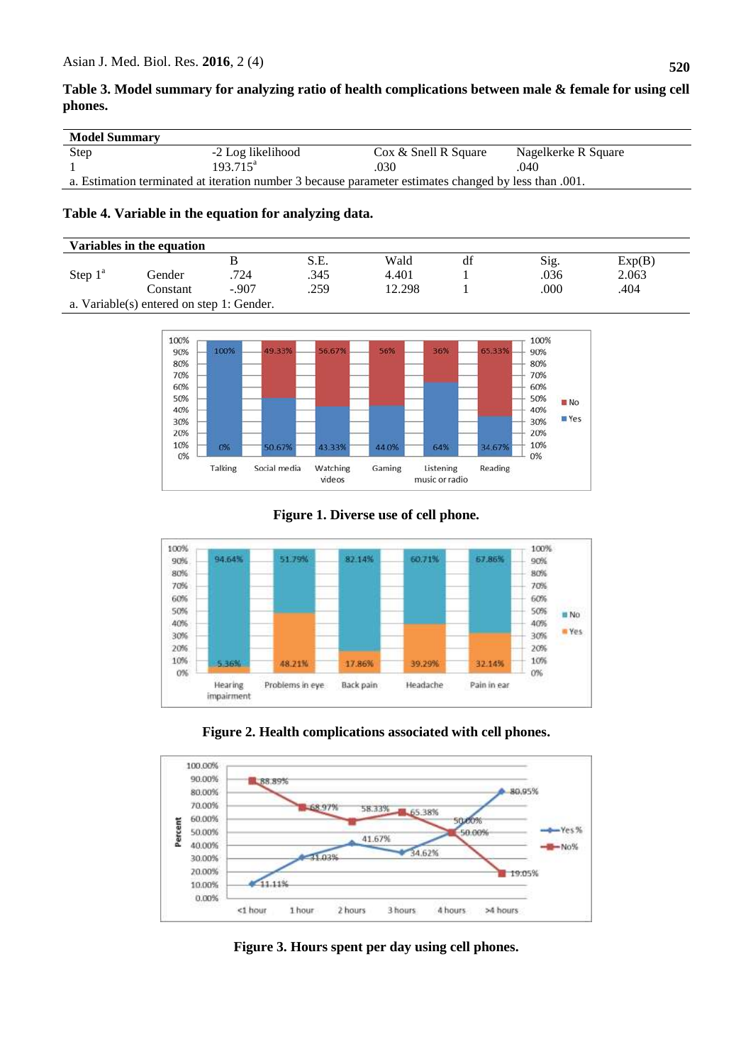**Table 3. Model summary for analyzing ratio of health complications between male & female for using cell phones.**

| Model Summary | | | |
|---|---|---|---|
| Step | -2 Log likelihood | Cox & Snell R Square | Nagelkerke R Square |
| 1 | 193.715[a] | .030 | .040 |

a. Estimation terminated at iteration number 3 because parameter estimates changed by less than .001.

**Table 4. Variable in the equation for analyzing data.**

| Variables in the equation | | | | | | | |
|---|---|---|---|---|---|---|---|
| | | B | S.E. | Wald | df | Sig. | Exp(B) |
| Step 1[a] | Gender | .724 | .345 | 4.401 | 1 | .036 | 2.063 |
| | Constant | -.907 | .259 | 12.298 | 1 | .000 | .404 |

a. Variable(s) entered on step 1: Gender.

**Figure 1. Diverse use of cell phone.**

**Figure 2. Health complications associated with cell phones.**

**Figure 3. Hours spent per day using cell phones.**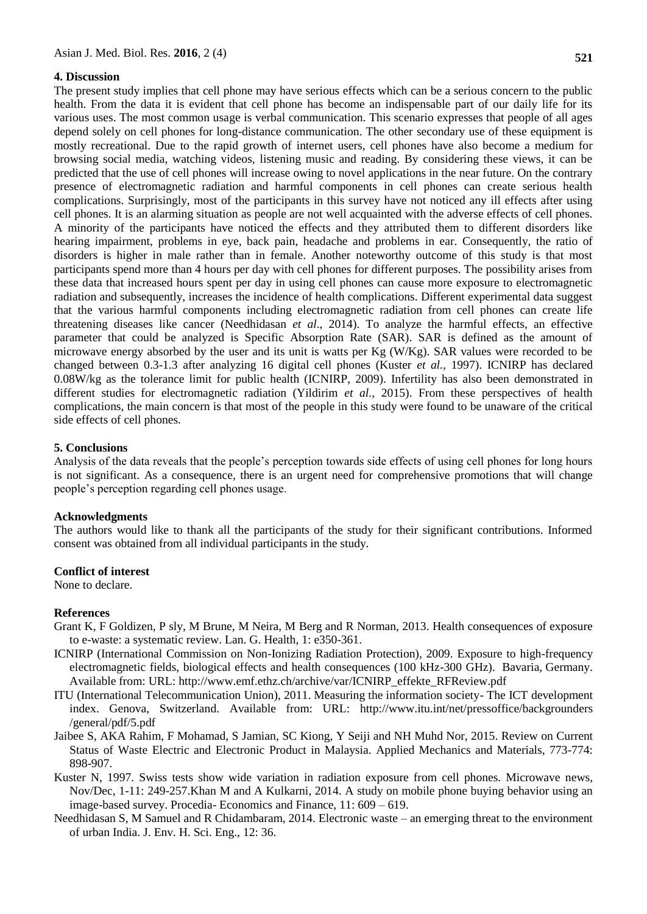## 4. Discussion

The present study implies that cell phone may have serious effects which can be a serious concern to the public health. From the data it is evident that cell phone has become an indispensable part of our daily life for its various uses. The most common usage is verbal communication. This scenario expresses that people of all ages depend solely on cell phones for long-distance communication. The other secondary use of these equipment is mostly recreational. Due to the rapid growth of internet users, cell phones have also become a medium for browsing social media, watching videos, listening music and reading. By considering these views, it can be predicted that the use of cell phones will increase owing to novel applications in the near future. On the contrary presence of electromagnetic radiation and harmful components in cell phones can create serious health complications. Surprisingly, most of the participants in this survey have not noticed any ill effects after using cell phones. It is an alarming situation as people are not well acquainted with the adverse effects of cell phones. A minority of the participants have noticed the effects and they attributed them to different disorders like hearing impairment, problems in eye, back pain, headache and problems in ear. Consequently, the ratio of disorders is higher in male rather than in female. Another noteworthy outcome of this study is that most participants spend more than 4 hours per day with cell phones for different purposes. The possibility arises from these data that increased hours spent per day in using cell phones can cause more exposure to electromagnetic radiation and subsequently, increases the incidence of health complications. Different experimental data suggest that the various harmful components including electromagnetic radiation from cell phones can create life threatening diseases like cancer (Needhidasan *et al*., 2014). To analyze the harmful effects, an effective parameter that could be analyzed is Specific Absorption Rate (SAR). SAR is defined as the amount of microwave energy absorbed by the user and its unit is watts per Kg (W/Kg). SAR values were recorded to be changed between 0.3-1.3 after analyzing 16 digital cell phones (Kuster *et al.,* 1997). ICNIRP has declared 0.08W/kg as the tolerance limit for public health (ICNIRP, 2009). Infertility has also been demonstrated in different studies for electromagnetic radiation (Yildirim *et al.,* 2015). From these perspectives of health complications, the main concern is that most of the people in this study were found to be unaware of the critical side effects of cell phones.

## 5. Conclusions

Analysis of the data reveals that the people's perception towards side effects of using cell phones for long hours is not significant. As a consequence, there is an urgent need for comprehensive promotions that will change people's perception regarding cell phones usage.

## Acknowledgments

The authors would like to thank all the participants of the study for their significant contributions. Informed consent was obtained from all individual participants in the study.

## Conflict of interest

None to declare.

## References

Grant K, F Goldizen, P sly, M Brune, M Neira, M Berg and R Norman, 2013. Health consequences of exposure to e-waste: a systematic review. Lan. G. Health, 1: e350-361.

ICNIRP (International Commission on Non-Ionizing Radiation Protection), 2009. Exposure to high-frequency electromagnetic fields, biological effects and health consequences (100 kHz-300 GHz). Bavaria, Germany. Available from: URL: http://www.emf.ethz.ch/archive/var/ICNIRP_effekte_RFReview.pdf

ITU (International Telecommunication Union), 2011. Measuring the information society- The ICT development index. Genova, Switzerland. Available from: URL: http://www.itu.int/net/pressoffice/backgrounders/general/pdf/5.pdf

Jaibee S, AKA Rahim, F Mohamad, S Jamian, SC Kiong, Y Seiji and NH Muhd Nor, 2015. Review on Current Status of Waste Electric and Electronic Product in Malaysia. Applied Mechanics and Materials, 773-774: 898-907.

Kuster N, 1997. Swiss tests show wide variation in radiation exposure from cell phones. Microwave news, Nov/Dec, 1-11: 249-257.Khan M and A Kulkarni, 2014. A study on mobile phone buying behavior using an image-based survey. Procedia- Economics and Finance, 11: 609 – 619.

Needhidasan S, M Samuel and R Chidambaram, 2014. Electronic waste – an emerging threat to the environment of urban India. J. Env. H. Sci. Eng., 12: 36.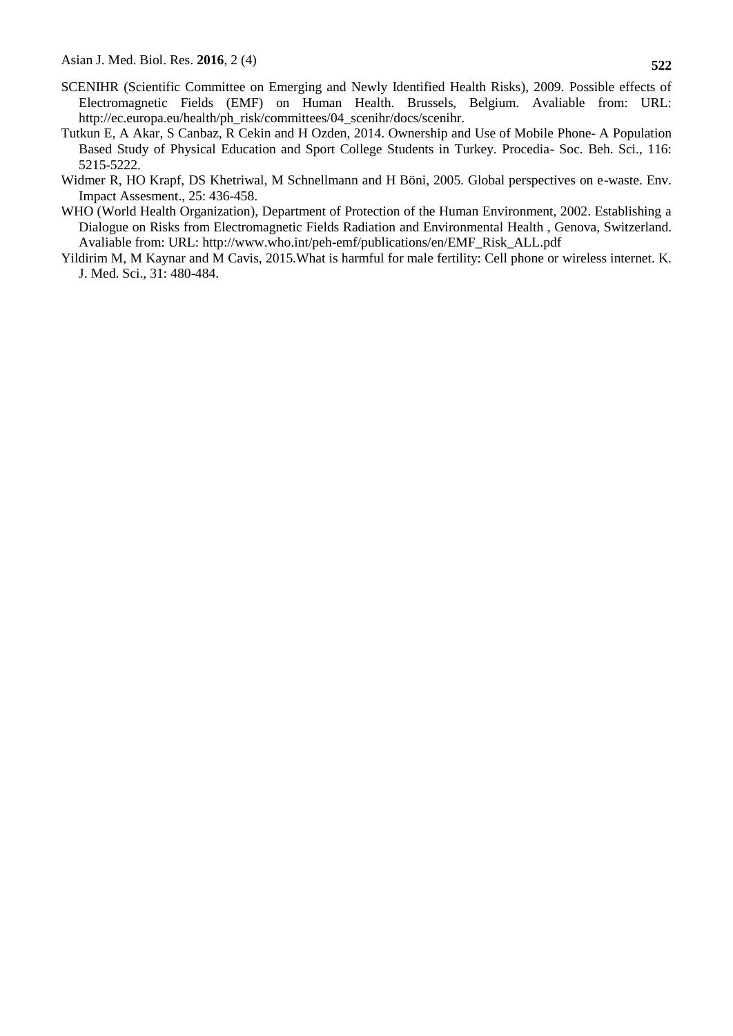SCENIHR (Scientific Committee on Emerging and Newly Identified Health Risks), 2009. Possible effects of Electromagnetic Fields (EMF) on Human Health. Brussels, Belgium. Avaliable from: URL: http://ec.europa.eu/health/ph_risk/committees/04_scenihr/docs/scenihr.

Tutkun E, A Akar, S Canbaz, R Cekin and H Ozden, 2014. Ownership and Use of Mobile Phone- A Population Based Study of Physical Education and Sport College Students in Turkey. Procedia- Soc. Beh. Sci., 116: 5215-5222.

Widmer R, HO Krapf, DS Khetriwal, M Schnellmann and H Böni, 2005. Global perspectives on e-waste. Env. Impact Assesment., 25: 436-458.

WHO (World Health Organization), Department of Protection of the Human Environment, 2002. Establishing a Dialogue on Risks from Electromagnetic Fields Radiation and Environmental Health , Genova, Switzerland. Avaliable from: URL: http://www.who.int/peh-emf/publications/en/EMF_Risk_ALL.pdf

Yildirim M, M Kaynar and M Cavis, 2015.What is harmful for male fertility: Cell phone or wireless internet. K. J. Med. Sci., 31: 480-484.